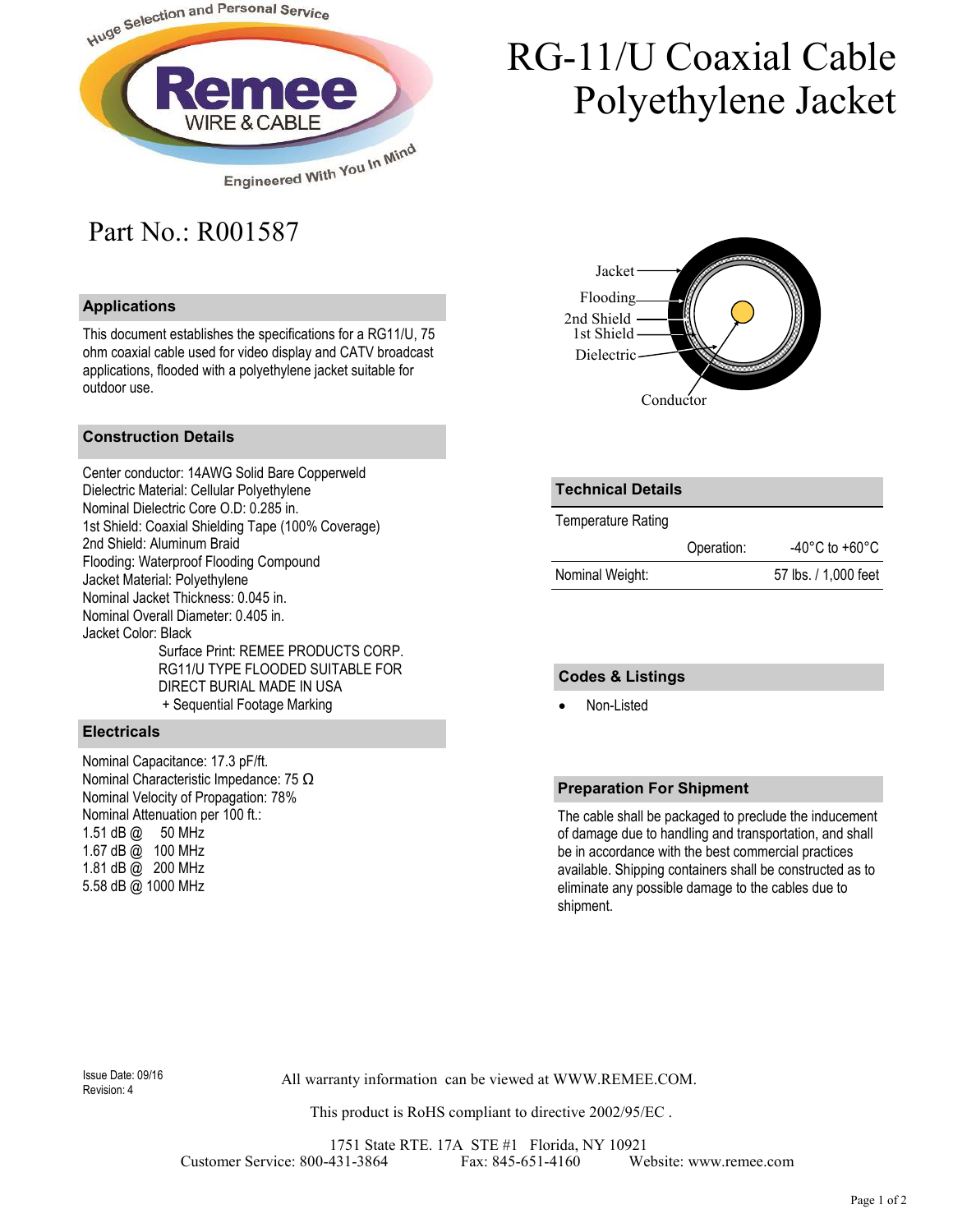Huge Selection and Personal Service

**Remee** WIRE & CABLE

Engineered With You In Mind

# RG-11/U Coaxial Cable Polyethylene Jacket

## Part No.: R001587

Jacket
Flooding
2nd Shield
1st Shield
Dielectric
Conductor

### Applications

This document establishes the specifications for a RG11/U, 75 ohm coaxial cable used for video display and CATV broadcast applications, flooded with a polyethylene jacket suitable for outdoor use.

### Construction Details

Center conductor: 14AWG Solid Bare Copperweld
Dielectric Material: Cellular Polyethylene
Nominal Dielectric Core O.D: 0.285 in.
1st Shield: Coaxial Shielding Tape (100% Coverage)
2nd Shield: Aluminum Braid
Flooding: Waterproof Flooding Compound
Jacket Material: Polyethylene
Nominal Jacket Thickness: 0.045 in.
Nominal Overall Diameter: 0.405 in.
Jacket Color: Black
Surface Print: REMEE PRODUCTS CORP. RG11/U TYPE FLOODED SUITABLE FOR DIRECT BURIAL MADE IN USA + Sequential Footage Marking

### Electricals

Nominal Capacitance: 17.3 pF/ft.
Nominal Characteristic Impedance: 75 Ω
Nominal Velocity of Propagation: 78%
Nominal Attenuation per 100 ft.:
1.51 dB @ 50 MHz
1.67 dB @ 100 MHz
1.81 dB @ 200 MHz
5.58 dB @ 1000 MHz

### Technical Details

| Temperature Rating | | |
|---|---|---|
| | Operation: | -40°C to +60°C |
| Nominal Weight: | | 57 lbs. / 1,000 feet |

### Codes & Listings

- Non-Listed

### Preparation For Shipment

The cable shall be packaged to preclude the inducement of damage due to handling and transportation, and shall be in accordance with the best commercial practices available. Shipping containers shall be constructed as to eliminate any possible damage to the cables due to shipment.

Issue Date: 09/16
Revision: 4

All warranty information can be viewed at WWW.REMEE.COM.

This product is RoHS compliant to directive 2002/95/EC .

1751 State RTE. 17A STE #1 Florida, NY 10921
Customer Service: 800-431-3864 Fax: 845-651-4160 Website: www.remee.com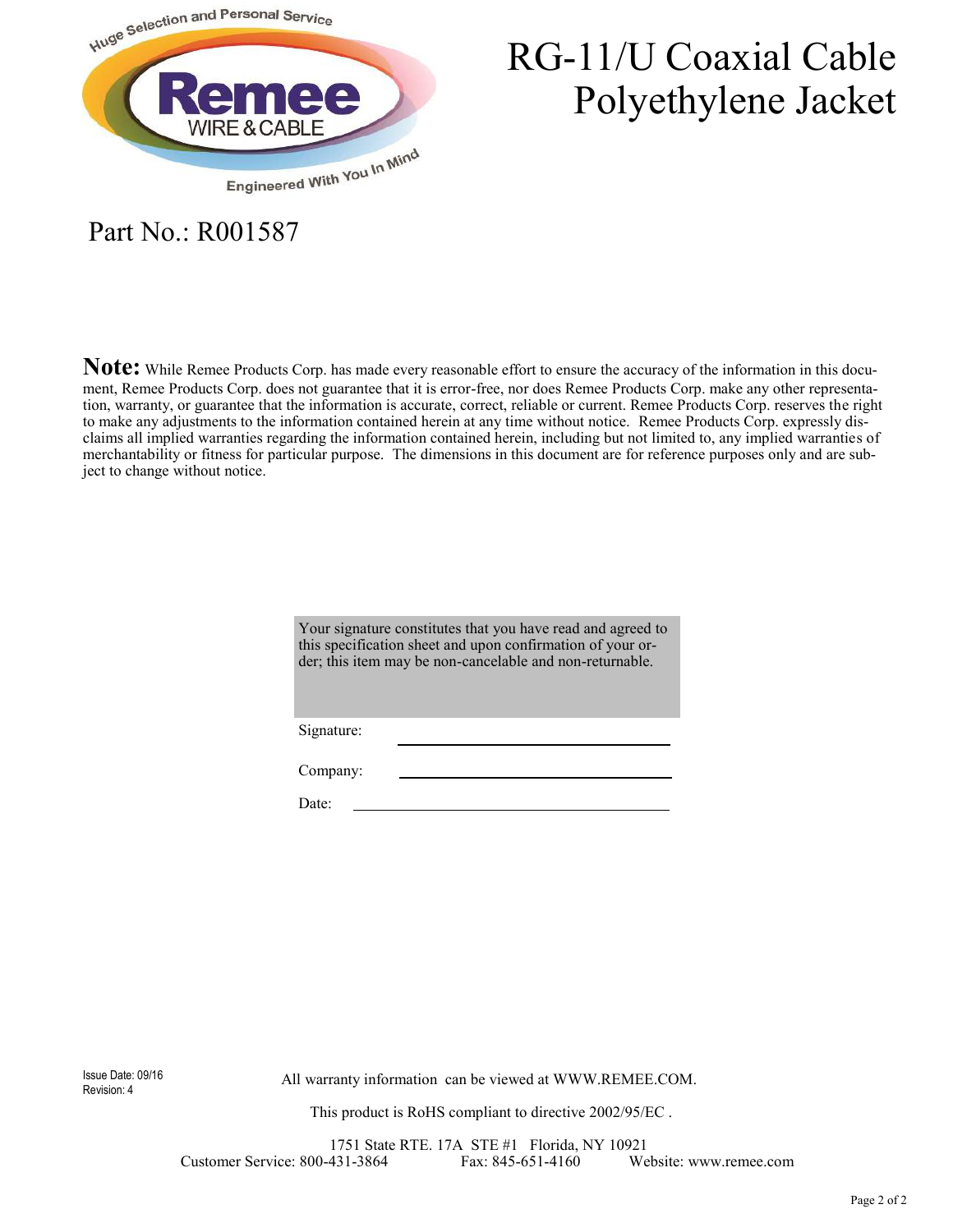# RG-11/U Coaxial Cable Polyethylene Jacket

Part No.: R001587

**Note:** While Remee Products Corp. has made every reasonable effort to ensure the accuracy of the information in this document, Remee Products Corp. does not guarantee that it is error-free, nor does Remee Products Corp. make any other representation, warranty, or guarantee that the information is accurate, correct, reliable or current. Remee Products Corp. reserves the right to make any adjustments to the information contained herein at any time without notice. Remee Products Corp. expressly disclaims all implied warranties regarding the information contained herein, including but not limited to, any implied warranties of merchantability or fitness for particular purpose. The dimensions in this document are for reference purposes only and are subject to change without notice.

Your signature constitutes that you have read and agreed to this specification sheet and upon confirmation of your order; this item may be non-cancelable and non-returnable.

Signature: ______________________

Company: ______________________

Date: ______________________

Issue Date: 09/16
Revision: 4

All warranty information can be viewed at WWW.REMEE.COM.

This product is RoHS compliant to directive 2002/95/EC .

1751 State RTE. 17A STE #1 Florida, NY 10921
Customer Service: 800-431-3864 Fax: 845-651-4160 Website: www.remee.com